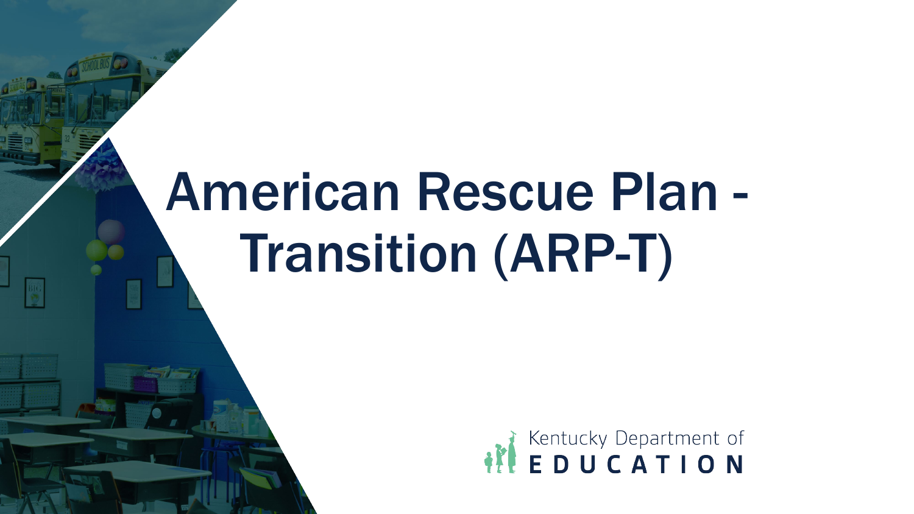# American Rescue Plan - Transition (ARP-T)

Kentucky Department of EDUCATION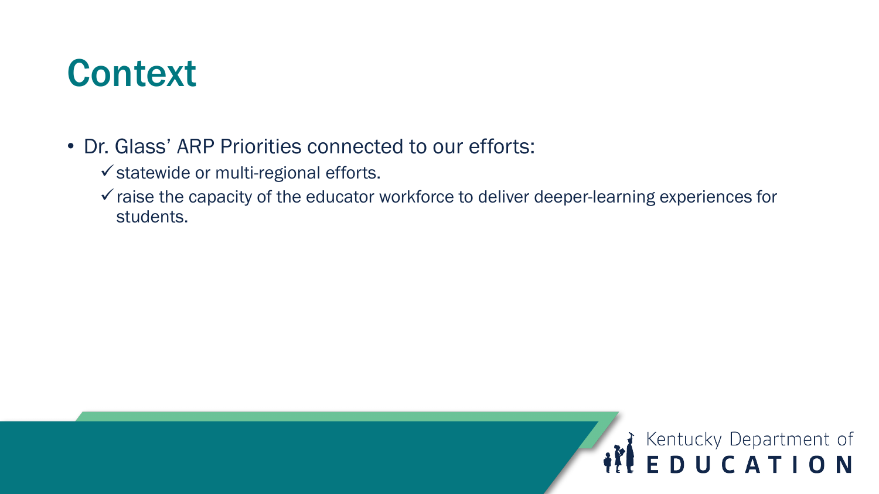# Context

- Dr. Glass' ARP Priorities connected to our efforts:
  - ✓ statewide or multi-regional efforts.
  - ✓ raise the capacity of the educator workforce to deliver deeper-learning experiences for students.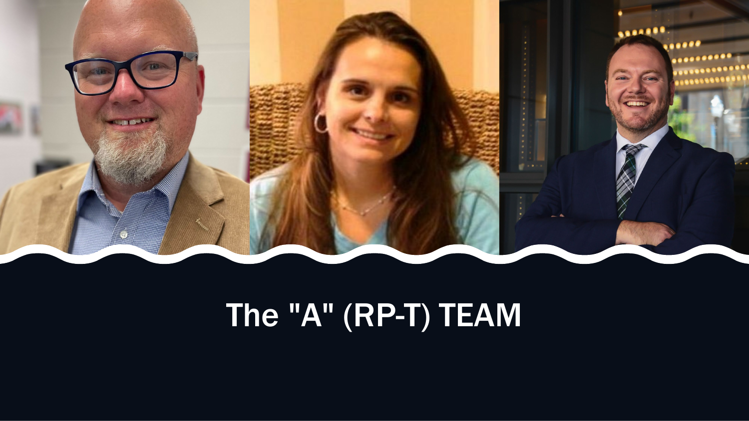# The "A" (RP-T) TEAM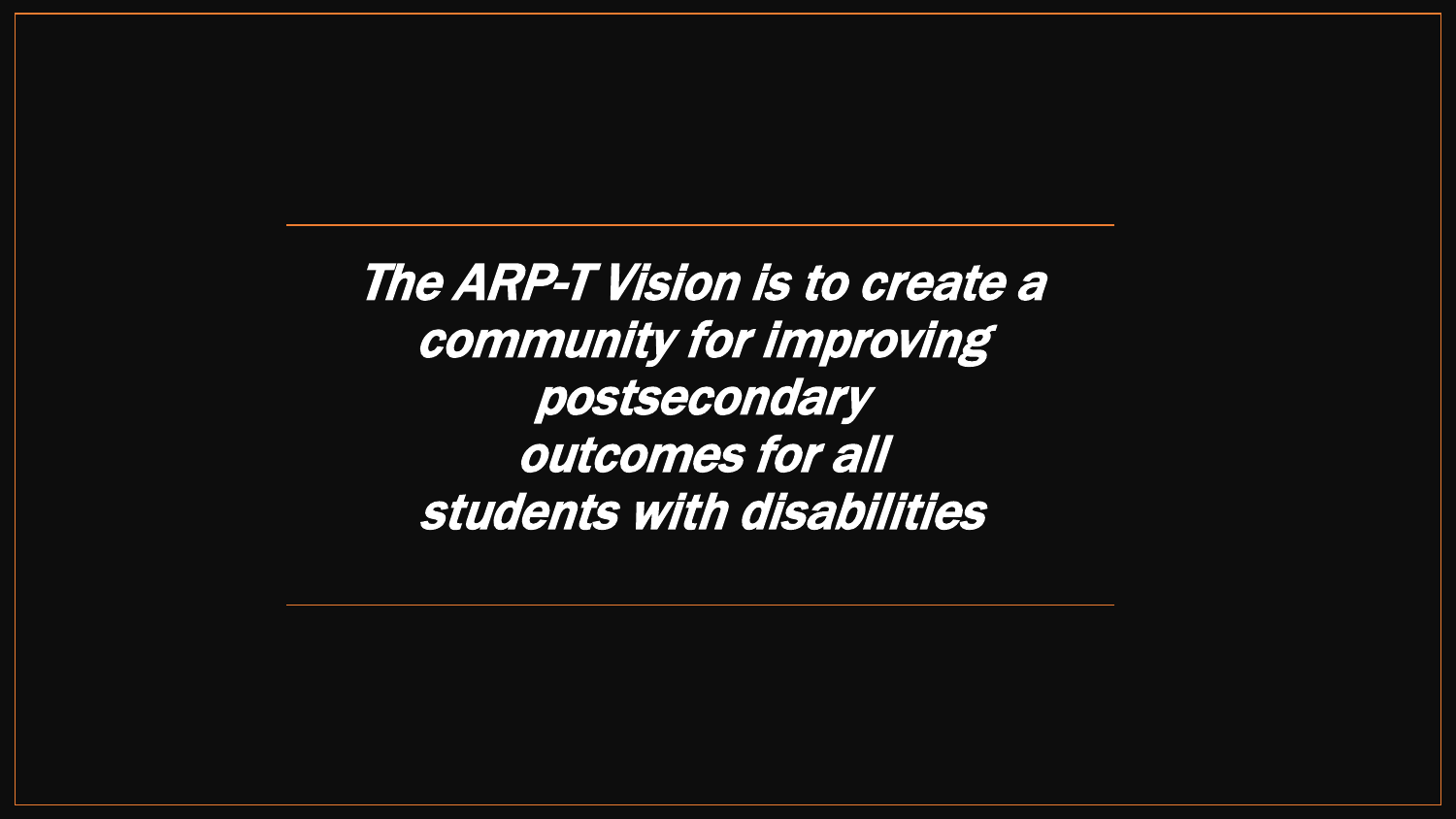*The ARP-T Vision is to create a community for improving postsecondary outcomes for all students with disabilities*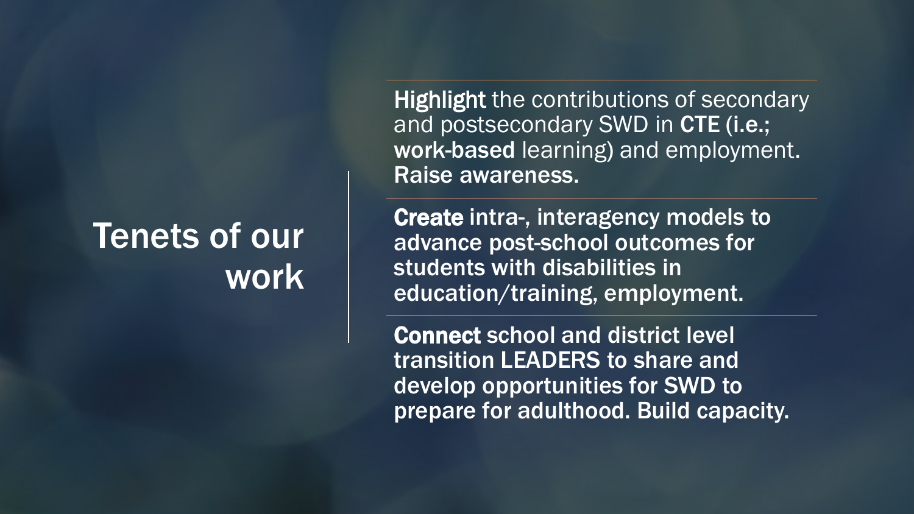# Tenets of our work

**Highlight** the contributions of secondary and postsecondary SWD in **CTE** (**i.e.; work-based** learning) and employment. **Raise awareness.**

**Create intra-, interagency models to advance post-school outcomes for students with disabilities in education/training, employment.**

**Connect school and district level transition LEADERS to share and develop opportunities for SWD to prepare for adulthood. Build capacity.**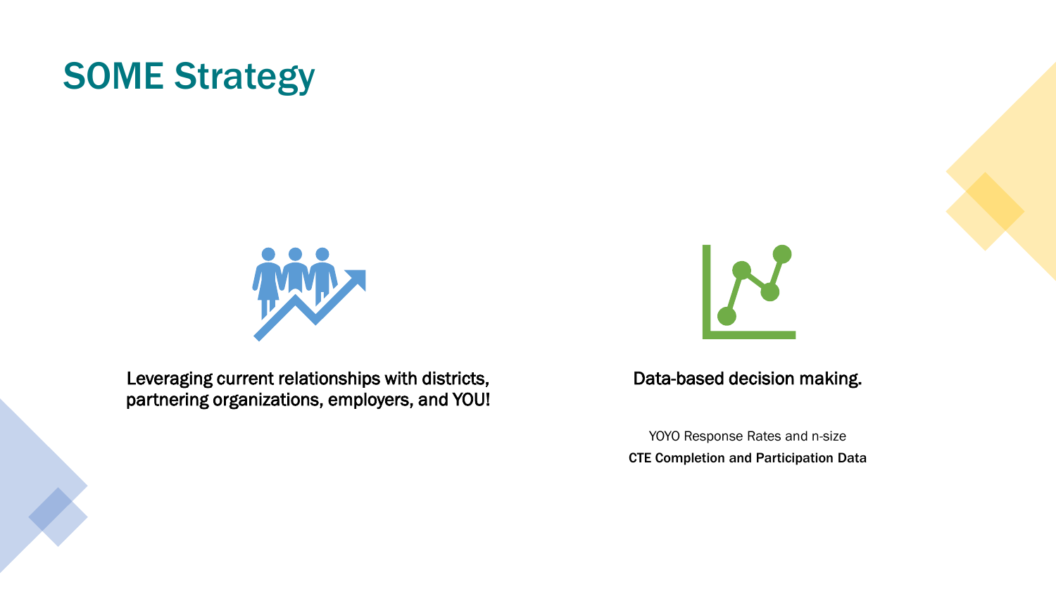# SOME Strategy

Leveraging current relationships with districts, partnering organizations, employers, and YOU!

Data-based decision making.

YOYO Response Rates and n-size

**CTE Completion and Participation Data**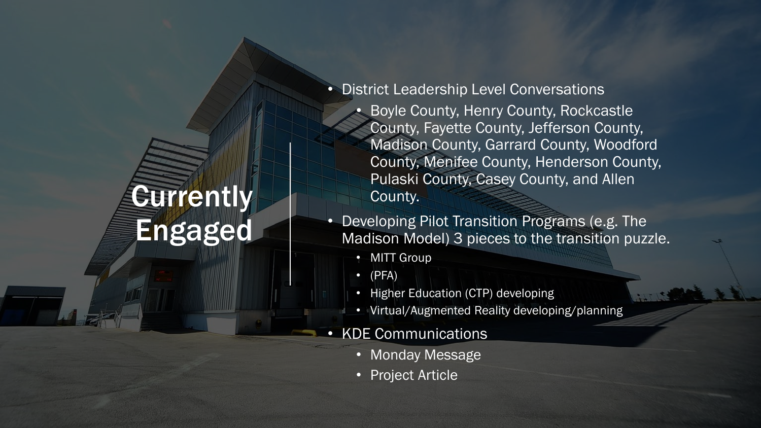# Currently Engaged

- District Leadership Level Conversations
  - Boyle County, Henry County, Rockcastle County, Fayette County, Jefferson County, Madison County, Garrard County, Woodford County, Menifee County, Henderson County, Pulaski County, Casey County, and Allen County.
- Developing Pilot Transition Programs (e.g. The Madison Model) 3 pieces to the transition puzzle.
  - MITT Group
  - (PFA)
  - Higher Education (CTP) developing
  - Virtual/Augmented Reality developing/planning
- KDE Communications
  - Monday Message
  - Project Article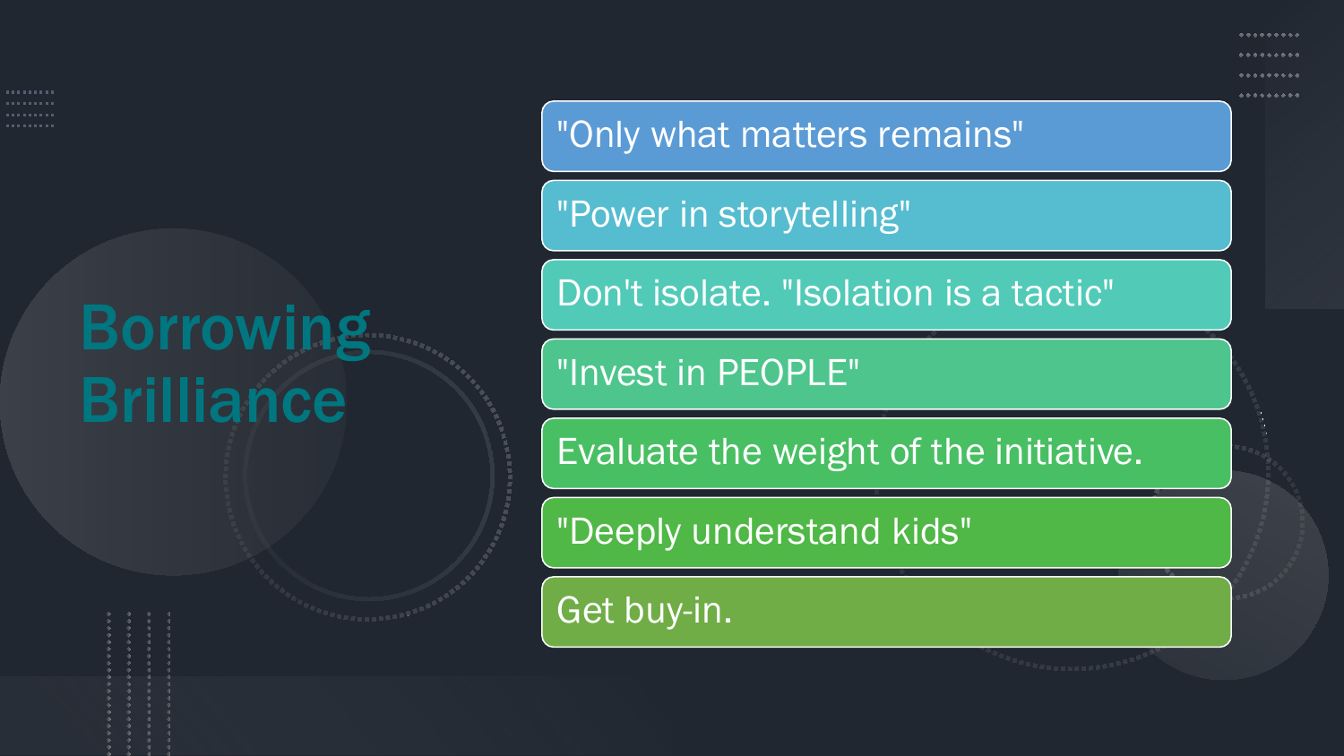# Borrowing Brilliance

- "Only what matters remains"
- "Power in storytelling"
- Don't isolate. "Isolation is a tactic"
- "Invest in PEOPLE"
- Evaluate the weight of the initiative.
- "Deeply understand kids"
- Get buy-in.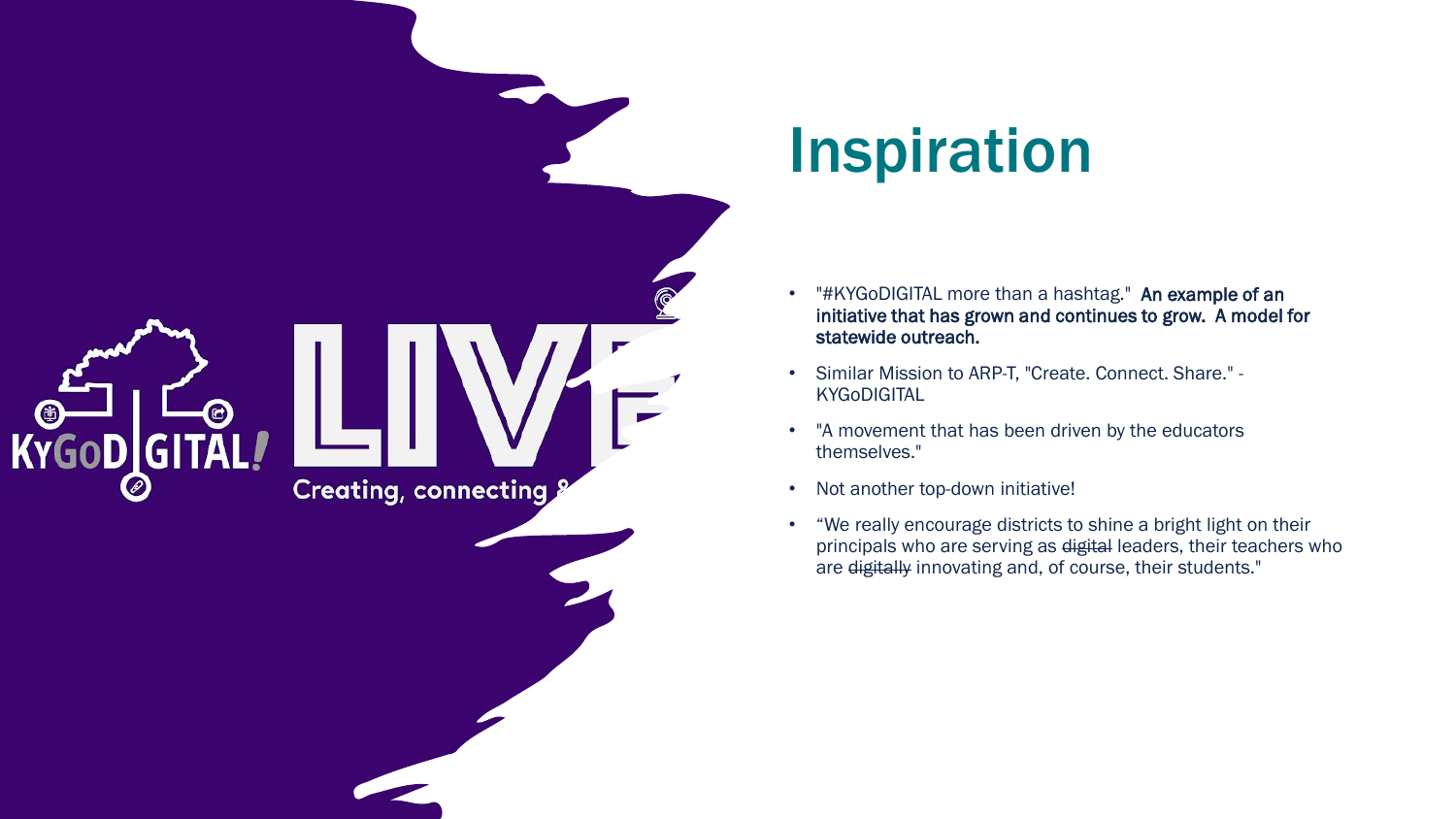# Inspiration

- "#KYGoDIGITAL more than a hashtag." **An example of an initiative that has grown and continues to grow. A model for statewide outreach.**
- Similar Mission to ARP-T, "Create. Connect. Share." - KYGoDIGITAL
- "A movement that has been driven by the educators themselves."
- Not another top-down initiative!
- "We really encourage districts to shine a bright light on their principals who are serving as ~~digital~~ leaders, their teachers who are ~~digitally~~ innovating and, of course, their students."